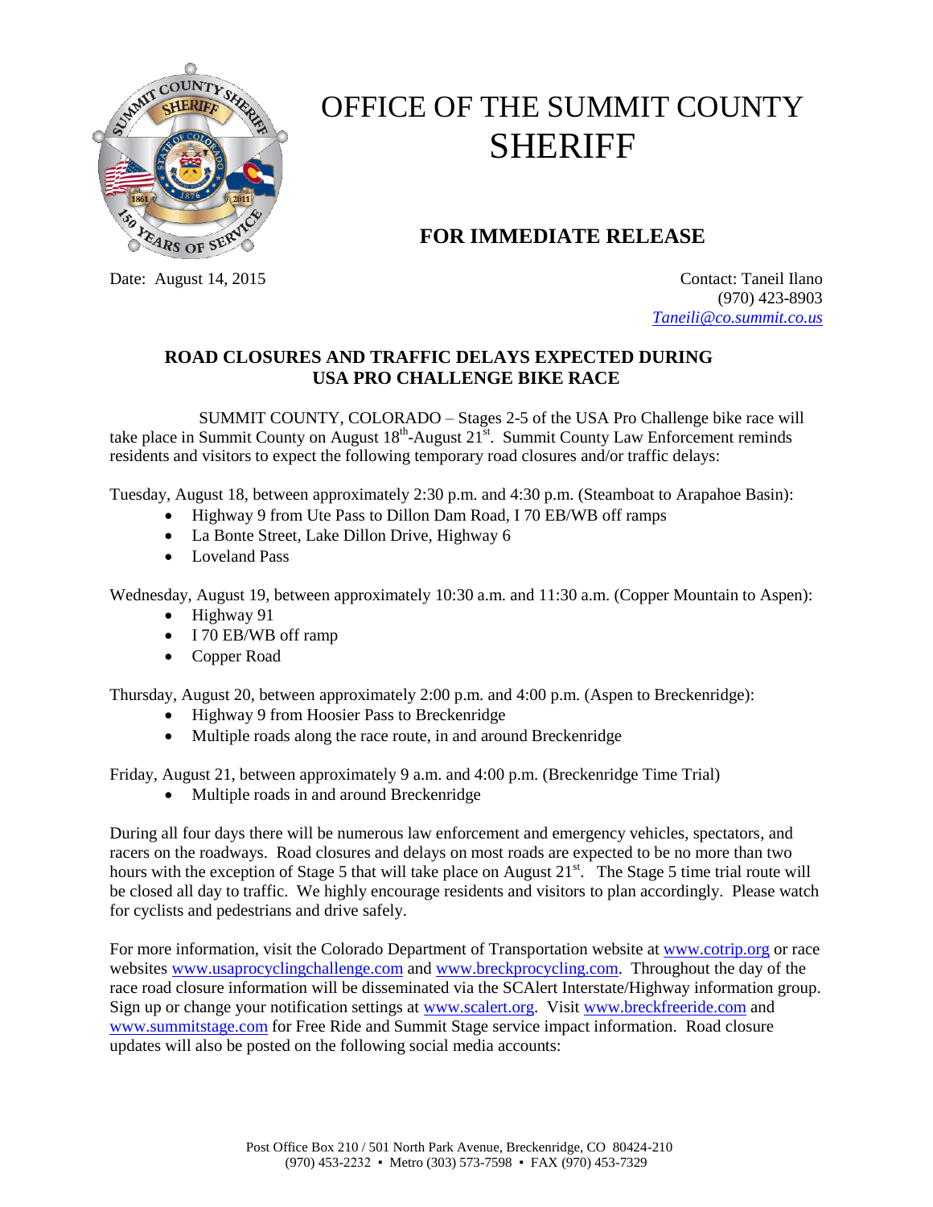# OFFICE OF THE SUMMIT COUNTY SHERIFF

## FOR IMMEDIATE RELEASE

Date: August 14, 2015

Contact: Taneil Ilano
(970) 423-8903
*Taneili@co.summit.co.us*

### ROAD CLOSURES AND TRAFFIC DELAYS EXPECTED DURING USA PRO CHALLENGE BIKE RACE

SUMMIT COUNTY, COLORADO – Stages 2-5 of the USA Pro Challenge bike race will take place in Summit County on August 18th-August 21st. Summit County Law Enforcement reminds residents and visitors to expect the following temporary road closures and/or traffic delays:

Tuesday, August 18, between approximately 2:30 p.m. and 4:30 p.m. (Steamboat to Arapahoe Basin):

- Highway 9 from Ute Pass to Dillon Dam Road, I 70 EB/WB off ramps
- La Bonte Street, Lake Dillon Drive, Highway 6
- Loveland Pass

Wednesday, August 19, between approximately 10:30 a.m. and 11:30 a.m. (Copper Mountain to Aspen):

- Highway 91
- I 70 EB/WB off ramp
- Copper Road

Thursday, August 20, between approximately 2:00 p.m. and 4:00 p.m. (Aspen to Breckenridge):

- Highway 9 from Hoosier Pass to Breckenridge
- Multiple roads along the race route, in and around Breckenridge

Friday, August 21, between approximately 9 a.m. and 4:00 p.m. (Breckenridge Time Trial)

- Multiple roads in and around Breckenridge

During all four days there will be numerous law enforcement and emergency vehicles, spectators, and racers on the roadways. Road closures and delays on most roads are expected to be no more than two hours with the exception of Stage 5 that will take place on August 21st. The Stage 5 time trial route will be closed all day to traffic. We highly encourage residents and visitors to plan accordingly. Please watch for cyclists and pedestrians and drive safely.

For more information, visit the Colorado Department of Transportation website at www.cotrip.org or race websites www.usaprocyclingchallenge.com and www.breckprocycling.com. Throughout the day of the race road closure information will be disseminated via the SCAlert Interstate/Highway information group. Sign up or change your notification settings at www.scalert.org. Visit www.breckfreeride.com and www.summitstage.com for Free Ride and Summit Stage service impact information. Road closure updates will also be posted on the following social media accounts:

Post Office Box 210 / 501 North Park Avenue, Breckenridge, CO 80424-210
(970) 453-2232 ▪ Metro (303) 573-7598 ▪ FAX (970) 453-7329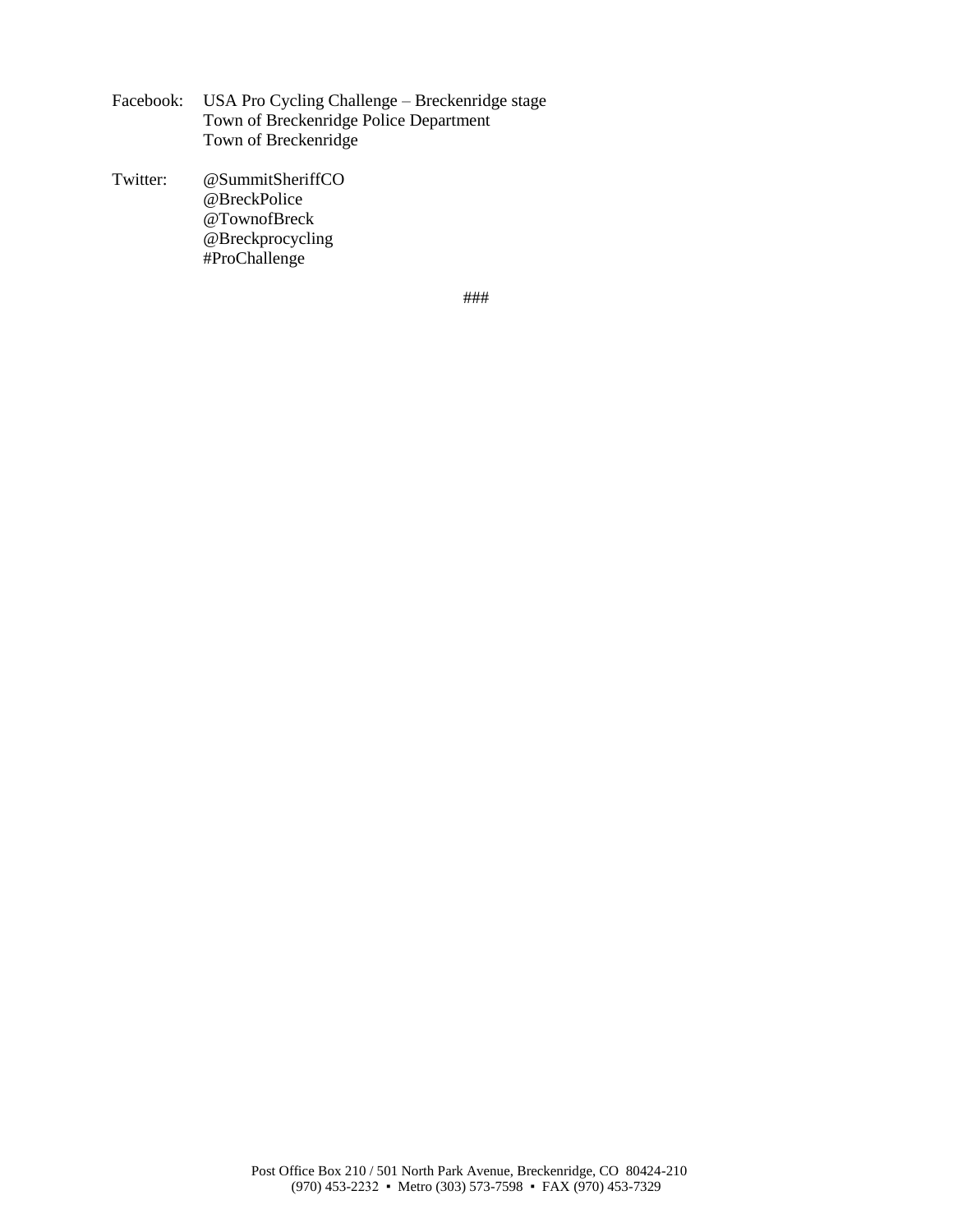Facebook: USA Pro Cycling Challenge – Breckenridge stage
Town of Breckenridge Police Department
Town of Breckenridge

Twitter: @SummitSheriffCO
@BreckPolice
@TownofBreck
@Breckprocycling
#ProChallenge

###